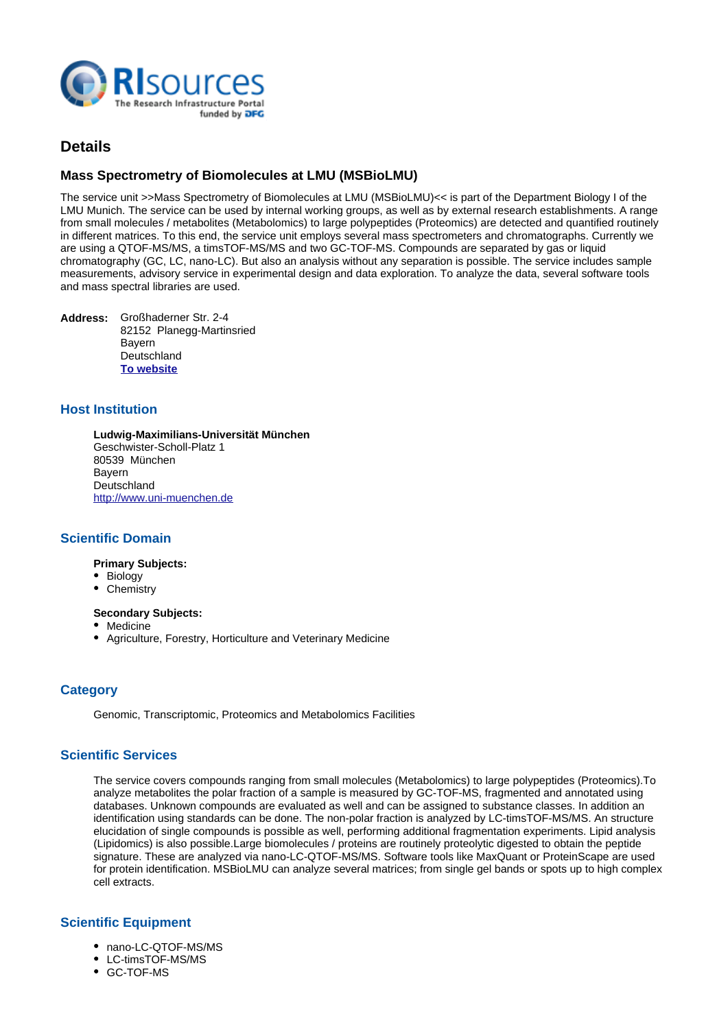# Details

## Mass Spectrometry of Biomolecules at LMU (MSBioLMU)

The service unit >>Mass Spectrometry of Biomolecules at LMU (MSBioLMU)<< is part of the Department Biology I of the LMU Munich. The service can be used by internal working groups, as well as by external research establishments. A range from small molecules / metabolites (Metabolomics) to large polypeptides (Proteomics) are detected and quantified routinely in different matrices. To this end, the service unit employs several mass spectrometers and chromatographs. Currently we are using a QTOF-MS/MS, a timsTOF-MS/MS and two GC-TOF-MS. Compounds are separated by gas or liquid chromatography (GC, LC, nano-LC). But also an analysis without any separation is possible. The service includes sample measurements, advisory service in experimental design and data exploration. To analyze the data, several software tools and mass spectral libraries are used.

**Address:** Großhaderner Str. 2-4
82152 Planegg-Martinsried
Bayern
Deutschland
**To website**

## Host Institution

**Ludwig-Maximilians-Universität München**
Geschwister-Scholl-Platz 1
80539 München
Bayern
Deutschland
http://www.uni-muenchen.de

## Scientific Domain

**Primary Subjects:**
- Biology
- Chemistry

**Secondary Subjects:**
- Medicine
- Agriculture, Forestry, Horticulture and Veterinary Medicine

## Category

Genomic, Transcriptomic, Proteomics and Metabolomics Facilities

## Scientific Services

The service covers compounds ranging from small molecules (Metabolomics) to large polypeptides (Proteomics).To analyze metabolites the polar fraction of a sample is measured by GC-TOF-MS, fragmented and annotated using databases. Unknown compounds are evaluated as well and can be assigned to substance classes. In addition an identification using standards can be done. The non-polar fraction is analyzed by LC-timsTOF-MS/MS. An structure elucidation of single compounds is possible as well, performing additional fragmentation experiments. Lipid analysis (Lipidomics) is also possible.Large biomolecules / proteins are routinely proteolytic digested to obtain the peptide signature. These are analyzed via nano-LC-QTOF-MS/MS. Software tools like MaxQuant or ProteinScape are used for protein identification. MSBioLMU can analyze several matrices; from single gel bands or spots up to high complex cell extracts.

## Scientific Equipment

- nano-LC-QTOF-MS/MS
- LC-timsTOF-MS/MS
- GC-TOF-MS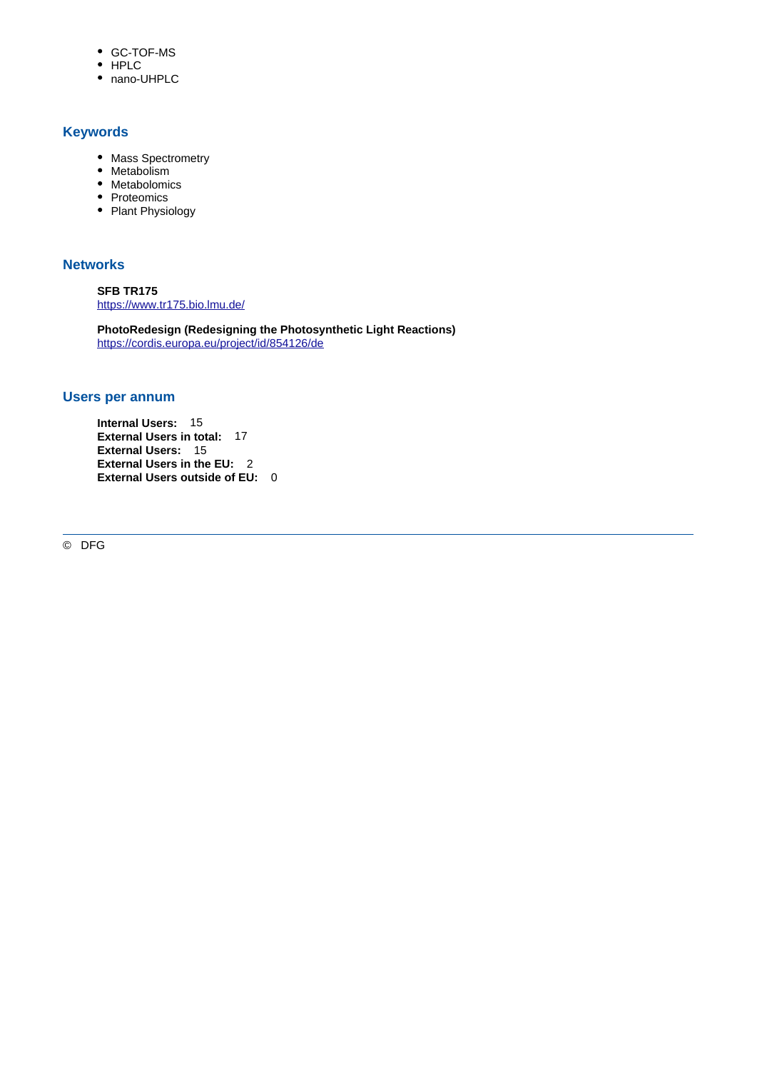- GC-TOF-MS
- HPLC
- nano-UHPLC

## Keywords

- Mass Spectrometry
- Metabolism
- Metabolomics
- Proteomics
- Plant Physiology

## Networks

**SFB TR175**
https://www.tr175.bio.lmu.de/

**PhotoRedesign (Redesigning the Photosynthetic Light Reactions)**
https://cordis.europa.eu/project/id/854126/de

## Users per annum

**Internal Users:** 15
**External Users in total:** 17
**External Users:** 15
**External Users in the EU:** 2
**External Users outside of EU:** 0

© DFG